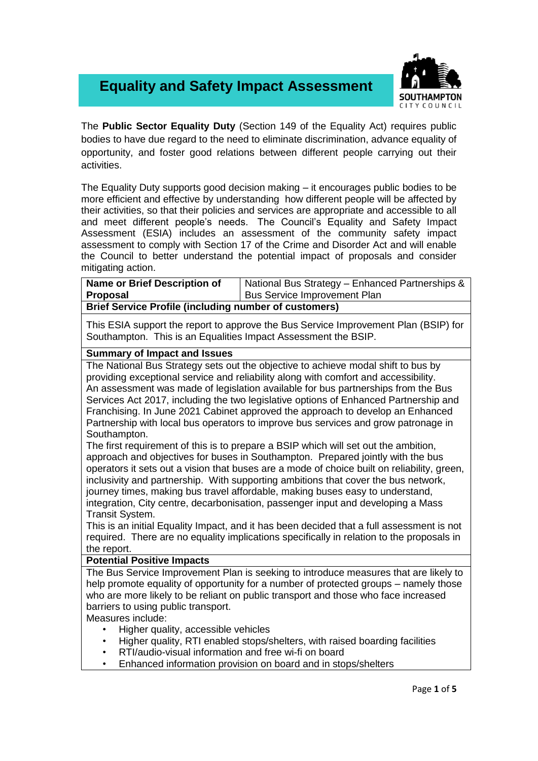# Equality and Safety Impact Assessment

SOUTHAMPTON CITY COUNCIL

The **Public Sector Equality Duty** (Section 149 of the Equality Act) requires public bodies to have due regard to the need to eliminate discrimination, advance equality of opportunity, and foster good relations between different people carrying out their activities.

The Equality Duty supports good decision making – it encourages public bodies to be more efficient and effective by understanding how different people will be affected by their activities, so that their policies and services are appropriate and accessible to all and meet different people's needs. The Council's Equality and Safety Impact Assessment (ESIA) includes an assessment of the community safety impact assessment to comply with Section 17 of the Crime and Disorder Act and will enable the Council to better understand the potential impact of proposals and consider mitigating action.

| **Name or Brief Description of Proposal** | National Bus Strategy – Enhanced Partnerships & Bus Service Improvement Plan |
|---|---|

**Brief Service Profile (including number of customers)**

This ESIA support the report to approve the Bus Service Improvement Plan (BSIP) for Southampton. This is an Equalities Impact Assessment the BSIP.

**Summary of Impact and Issues**

The National Bus Strategy sets out the objective to achieve modal shift to bus by providing exceptional service and reliability along with comfort and accessibility. An assessment was made of legislation available for bus partnerships from the Bus Services Act 2017, including the two legislative options of Enhanced Partnership and Franchising. In June 2021 Cabinet approved the approach to develop an Enhanced Partnership with local bus operators to improve bus services and grow patronage in Southampton.

The first requirement of this is to prepare a BSIP which will set out the ambition, approach and objectives for buses in Southampton. Prepared jointly with the bus operators it sets out a vision that buses are a mode of choice built on reliability, green, inclusivity and partnership. With supporting ambitions that cover the bus network, journey times, making bus travel affordable, making buses easy to understand, integration, City centre, decarbonisation, passenger input and developing a Mass Transit System.

This is an initial Equality Impact, and it has been decided that a full assessment is not required. There are no equality implications specifically in relation to the proposals in the report.

**Potential Positive Impacts**

The Bus Service Improvement Plan is seeking to introduce measures that are likely to help promote equality of opportunity for a number of protected groups – namely those who are more likely to be reliant on public transport and those who face increased barriers to using public transport.

Measures include:

- Higher quality, accessible vehicles
- Higher quality, RTI enabled stops/shelters, with raised boarding facilities
- RTI/audio-visual information and free wi-fi on board
- Enhanced information provision on board and in stops/shelters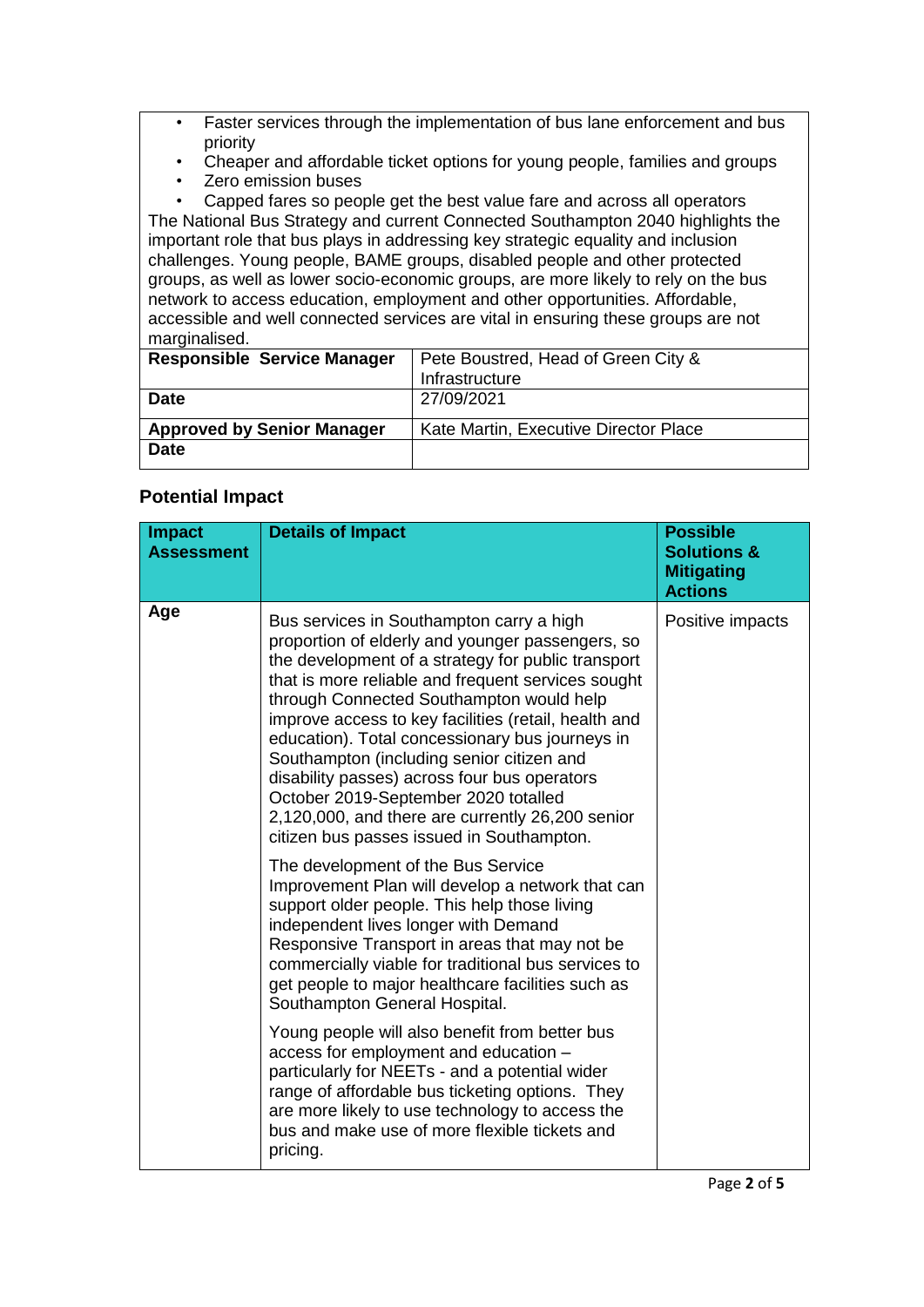- Faster services through the implementation of bus lane enforcement and bus priority
- Cheaper and affordable ticket options for young people, families and groups
- Zero emission buses
- Capped fares so people get the best value fare and across all operators

The National Bus Strategy and current Connected Southampton 2040 highlights the important role that bus plays in addressing key strategic equality and inclusion challenges. Young people, BAME groups, disabled people and other protected groups, as well as lower socio-economic groups, are more likely to rely on the bus network to access education, employment and other opportunities. Affordable, accessible and well connected services are vital in ensuring these groups are not marginalised.

| | |
|---|---|
| **Responsible Service Manager** | Pete Boustred, Head of Green City & Infrastructure |
| **Date** | 27/09/2021 |
| **Approved by Senior Manager** | Kate Martin, Executive Director Place |
| **Date** | |

## Potential Impact

| Impact Assessment | Details of Impact | Possible Solutions & Mitigating Actions |
|---|---|---|
| Age | Bus services in Southampton carry a high proportion of elderly and younger passengers, so the development of a strategy for public transport that is more reliable and frequent services sought through Connected Southampton would help improve access to key facilities (retail, health and education). Total concessionary bus journeys in Southampton (including senior citizen and disability passes) across four bus operators October 2019-September 2020 totalled 2,120,000, and there are currently 26,200 senior citizen bus passes issued in Southampton.<br><br>The development of the Bus Service Improvement Plan will develop a network that can support older people. This help those living independent lives longer with Demand Responsive Transport in areas that may not be commercially viable for traditional bus services to get people to major healthcare facilities such as Southampton General Hospital.<br><br>Young people will also benefit from better bus access for employment and education – particularly for NEETs - and a potential wider range of affordable bus ticketing options. They are more likely to use technology to access the bus and make use of more flexible tickets and pricing. | Positive impacts |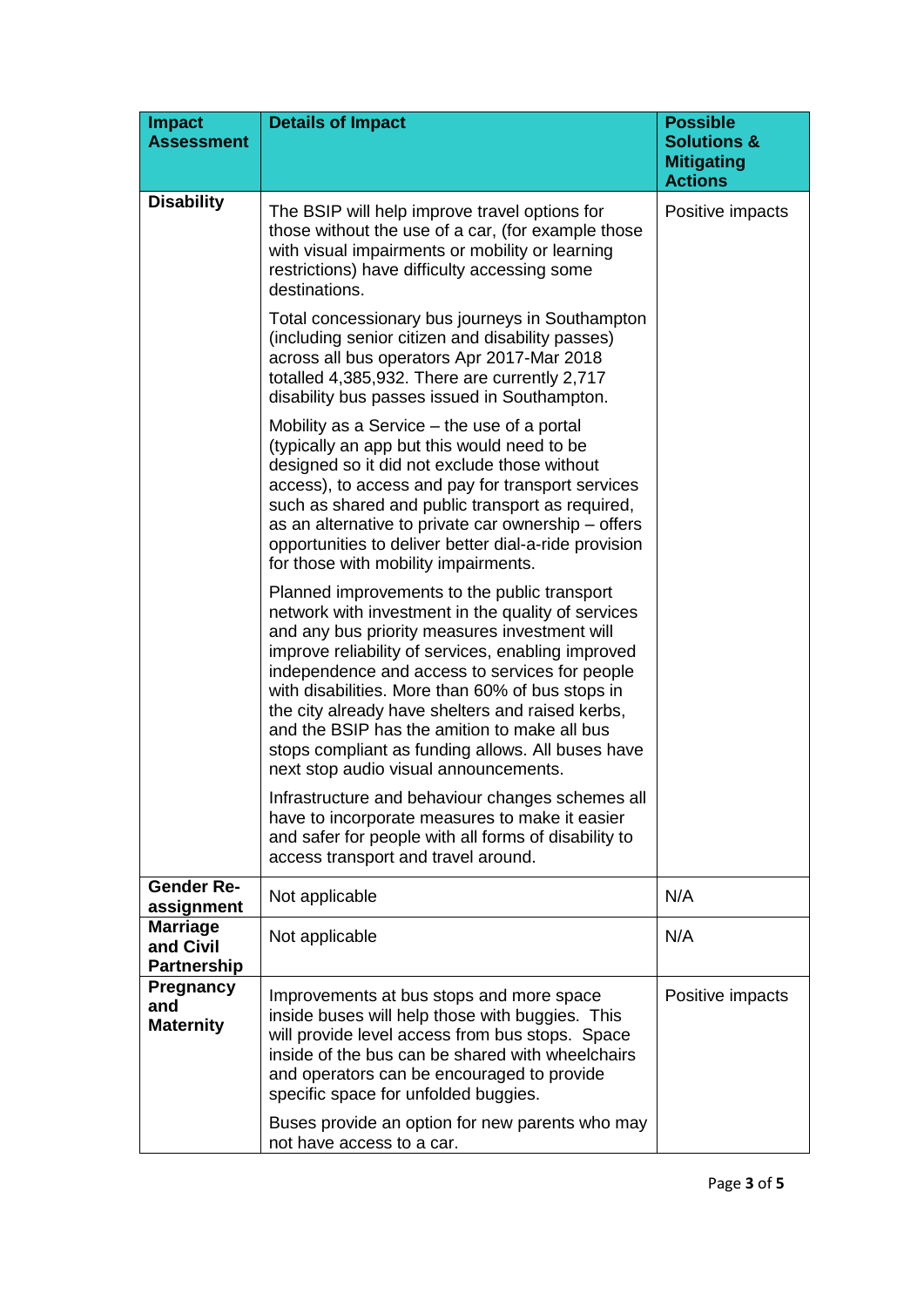| Impact Assessment | Details of Impact | Possible Solutions & Mitigating Actions |
|---|---|---|
| **Disability** | The BSIP will help improve travel options for those without the use of a car, (for example those with visual impairments or mobility or learning restrictions) have difficulty accessing some destinations.<br><br>Total concessionary bus journeys in Southampton (including senior citizen and disability passes) across all bus operators Apr 2017-Mar 2018 totalled 4,385,932. There are currently 2,717 disability bus passes issued in Southampton.<br><br>Mobility as a Service – the use of a portal (typically an app but this would need to be designed so it did not exclude those without access), to access and pay for transport services such as shared and public transport as required, as an alternative to private car ownership – offers opportunities to deliver better dial-a-ride provision for those with mobility impairments.<br><br>Planned improvements to the public transport network with investment in the quality of services and any bus priority measures investment will improve reliability of services, enabling improved independence and access to services for people with disabilities. More than 60% of bus stops in the city already have shelters and raised kerbs, and the BSIP has the amition to make all bus stops compliant as funding allows. All buses have next stop audio visual announcements.<br><br>Infrastructure and behaviour changes schemes all have to incorporate measures to make it easier and safer for people with all forms of disability to access transport and travel around. | Positive impacts |
| **Gender Re-assignment** | Not applicable | N/A |
| **Marriage and Civil Partnership** | Not applicable | N/A |
| **Pregnancy and Maternity** | Improvements at bus stops and more space inside buses will help those with buggies. This will provide level access from bus stops. Space inside of the bus can be shared with wheelchairs and operators can be encouraged to provide specific space for unfolded buggies.<br><br>Buses provide an option for new parents who may not have access to a car. | Positive impacts |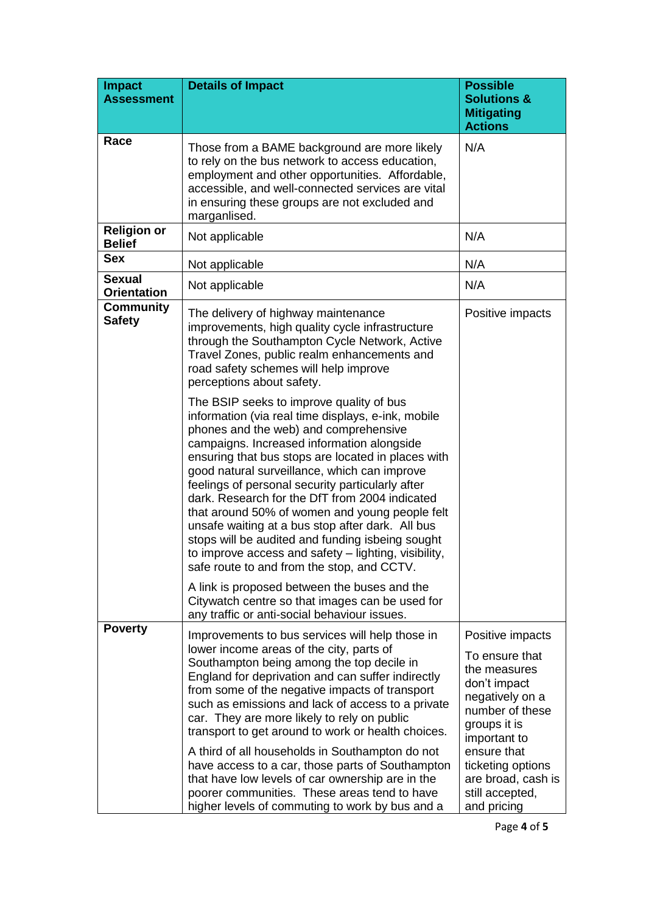| Impact Assessment | Details of Impact | Possible Solutions & Mitigating Actions |
|---|---|---|
| **Race** | Those from a BAME background are more likely to rely on the bus network to access education, employment and other opportunities. Affordable, accessible, and well-connected services are vital in ensuring these groups are not excluded and marganlised. | N/A |
| **Religion or Belief** | Not applicable | N/A |
| **Sex** | Not applicable | N/A |
| **Sexual Orientation** | Not applicable | N/A |
| **Community Safety** | The delivery of highway maintenance improvements, high quality cycle infrastructure through the Southampton Cycle Network, Active Travel Zones, public realm enhancements and road safety schemes will help improve perceptions about safety.<br><br>The BSIP seeks to improve quality of bus information (via real time displays, e-ink, mobile phones and the web) and comprehensive campaigns. Increased information alongside ensuring that bus stops are located in places with good natural surveillance, which can improve feelings of personal security particularly after dark. Research for the DfT from 2004 indicated that around 50% of women and young people felt unsafe waiting at a bus stop after dark. All bus stops will be audited and funding isbeing sought to improve access and safety – lighting, visibility, safe route to and from the stop, and CCTV.<br><br>A link is proposed between the buses and the Citywatch centre so that images can be used for any traffic or anti-social behaviour issues. | Positive impacts |
| **Poverty** | Improvements to bus services will help those in lower income areas of the city, parts of Southampton being among the top decile in England for deprivation and can suffer indirectly from some of the negative impacts of transport such as emissions and lack of access to a private car. They are more likely to rely on public transport to get around to work or health choices.<br><br>A third of all households in Southampton do not have access to a car, those parts of Southampton that have low levels of car ownership are in the poorer communities. These areas tend to have higher levels of commuting to work by bus and a | Positive impacts<br><br>To ensure that the measures don't impact negatively on a number of these groups it is important to ensure that ticketing options are broad, cash is still accepted, and pricing |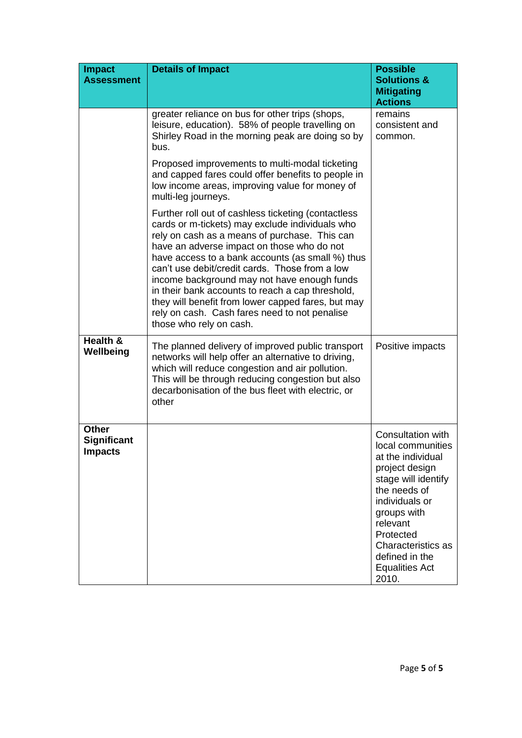| Impact Assessment | Details of Impact | Possible Solutions & Mitigating Actions |
| --- | --- | --- |
| | greater reliance on bus for other trips (shops, leisure, education). 58% of people travelling on Shirley Road in the morning peak are doing so by bus.<br><br>Proposed improvements to multi-modal ticketing and capped fares could offer benefits to people in low income areas, improving value for money of multi-leg journeys.<br><br>Further roll out of cashless ticketing (contactless cards or m-tickets) may exclude individuals who rely on cash as a means of purchase. This can have an adverse impact on those who do not have access to a bank accounts (as small %) thus can't use debit/credit cards. Those from a low income background may not have enough funds in their bank accounts to reach a cap threshold, they will benefit from lower capped fares, but may rely on cash. Cash fares need to not penalise those who rely on cash. | remains consistent and common. |
| **Health & Wellbeing** | The planned delivery of improved public transport networks will help offer an alternative to driving, which will reduce congestion and air pollution. This will be through reducing congestion but also decarbonisation of the bus fleet with electric, or other | Positive impacts |
| **Other Significant Impacts** | | Consultation with local communities at the individual project design stage will identify the needs of individuals or groups with relevant Protected Characteristics as defined in the Equalities Act 2010. |